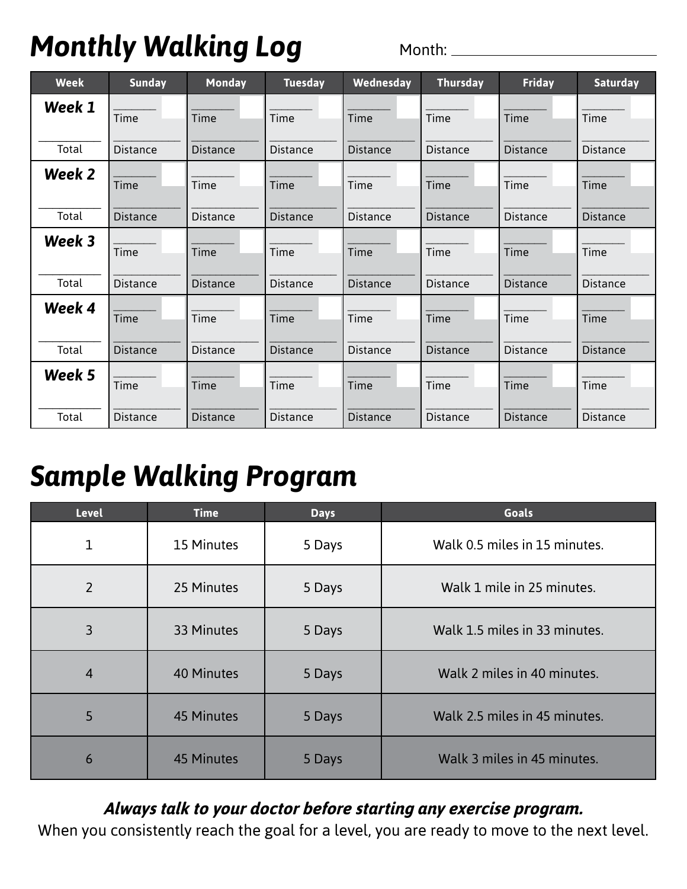# Monthly Walking Log

Month: ______________________

| Week | Sunday | Monday | Tuesday | Wednesday | Thursday | Friday | Saturday |
| --- | --- | --- | --- | --- | --- | --- | --- |
| **Week 1** ________ Total | ______ Time ________ Distance | ______ Time ________ Distance | ______ Time ________ Distance | ______ Time ________ Distance | ______ Time ________ Distance | ______ Time ________ Distance | ______ Time ________ Distance |
| **Week 2** ________ Total | ______ Time ________ Distance | ______ Time ________ Distance | ______ Time ________ Distance | ______ Time ________ Distance | ______ Time ________ Distance | ______ Time ________ Distance | ______ Time ________ Distance |
| **Week 3** ________ Total | ______ Time ________ Distance | ______ Time ________ Distance | ______ Time ________ Distance | ______ Time ________ Distance | ______ Time ________ Distance | ______ Time ________ Distance | ______ Time ________ Distance |
| **Week 4** ________ Total | ______ Time ________ Distance | ______ Time ________ Distance | ______ Time ________ Distance | ______ Time ________ Distance | ______ Time ________ Distance | ______ Time ________ Distance | ______ Time ________ Distance |
| **Week 5** ________ Total | ______ Time ________ Distance | ______ Time ________ Distance | ______ Time ________ Distance | ______ Time ________ Distance | ______ Time ________ Distance | ______ Time ________ Distance | ______ Time ________ Distance |

# Sample Walking Program

| Level | Time | Days | Goals |
| --- | --- | --- | --- |
| 1 | 15 Minutes | 5 Days | Walk 0.5 miles in 15 minutes. |
| 2 | 25 Minutes | 5 Days | Walk 1 mile in 25 minutes. |
| 3 | 33 Minutes | 5 Days | Walk 1.5 miles in 33 minutes. |
| 4 | 40 Minutes | 5 Days | Walk 2 miles in 40 minutes. |
| 5 | 45 Minutes | 5 Days | Walk 2.5 miles in 45 minutes. |
| 6 | 45 Minutes | 5 Days | Walk 3 miles in 45 minutes. |

***Always talk to your doctor before starting any exercise program.***

When you consistently reach the goal for a level, you are ready to move to the next level.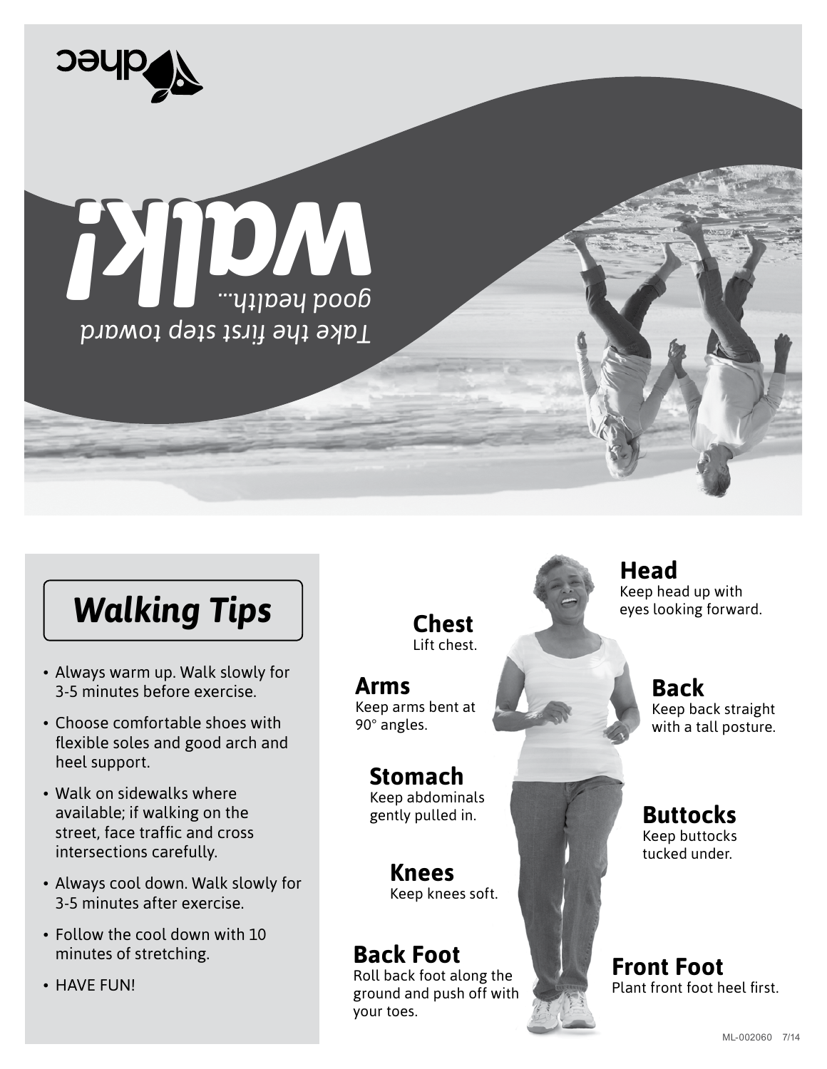# walk!

*Take the first step toward good health...*

## *Walking Tips*

- Always warm up. Walk slowly for 3-5 minutes before exercise.
- Choose comfortable shoes with flexible soles and good arch and heel support.
- Walk on sidewalks where available; if walking on the street, face traffic and cross intersections carefully.
- Always cool down. Walk slowly for 3-5 minutes after exercise.
- Follow the cool down with 10 minutes of stretching.
- HAVE FUN!

**Head**
Keep head up with eyes looking forward.

**Chest**
Lift chest.

**Arms**
Keep arms bent at 90° angles.

**Back**
Keep back straight with a tall posture.

**Stomach**
Keep abdominals gently pulled in.

**Buttocks**
Keep buttocks tucked under.

**Knees**
Keep knees soft.

**Back Foot**
Roll back foot along the ground and push off with your toes.

**Front Foot**
Plant front foot heel first.

ML-002060 7/14